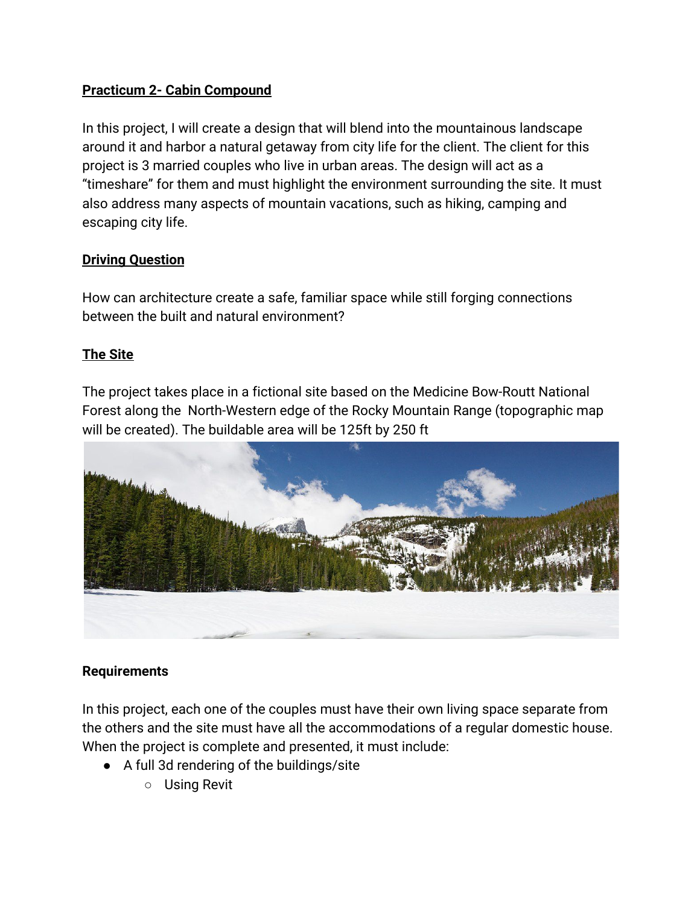**<u>Practicum 2- Cabin Compound</u>**

In this project, I will create a design that will blend into the mountainous landscape around it and harbor a natural getaway from city life for the client. The client for this project is 3 married couples who live in urban areas. The design will act as a "timeshare" for them and must highlight the environment surrounding the site. It must also address many aspects of mountain vacations, such as hiking, camping and escaping city life.

**<u>Driving Question</u>**

How can architecture create a safe, familiar space while still forging connections between the built and natural environment?

**<u>The Site</u>**

The project takes place in a fictional site based on the Medicine Bow-Routt National Forest along the North-Western edge of the Rocky Mountain Range (topographic map will be created). The buildable area will be 125ft by 250 ft

**Requirements**

In this project, each one of the couples must have their own living space separate from the others and the site must have all the accommodations of a regular domestic house. When the project is complete and presented, it must include:

- A full 3d rendering of the buildings/site
  - Using Revit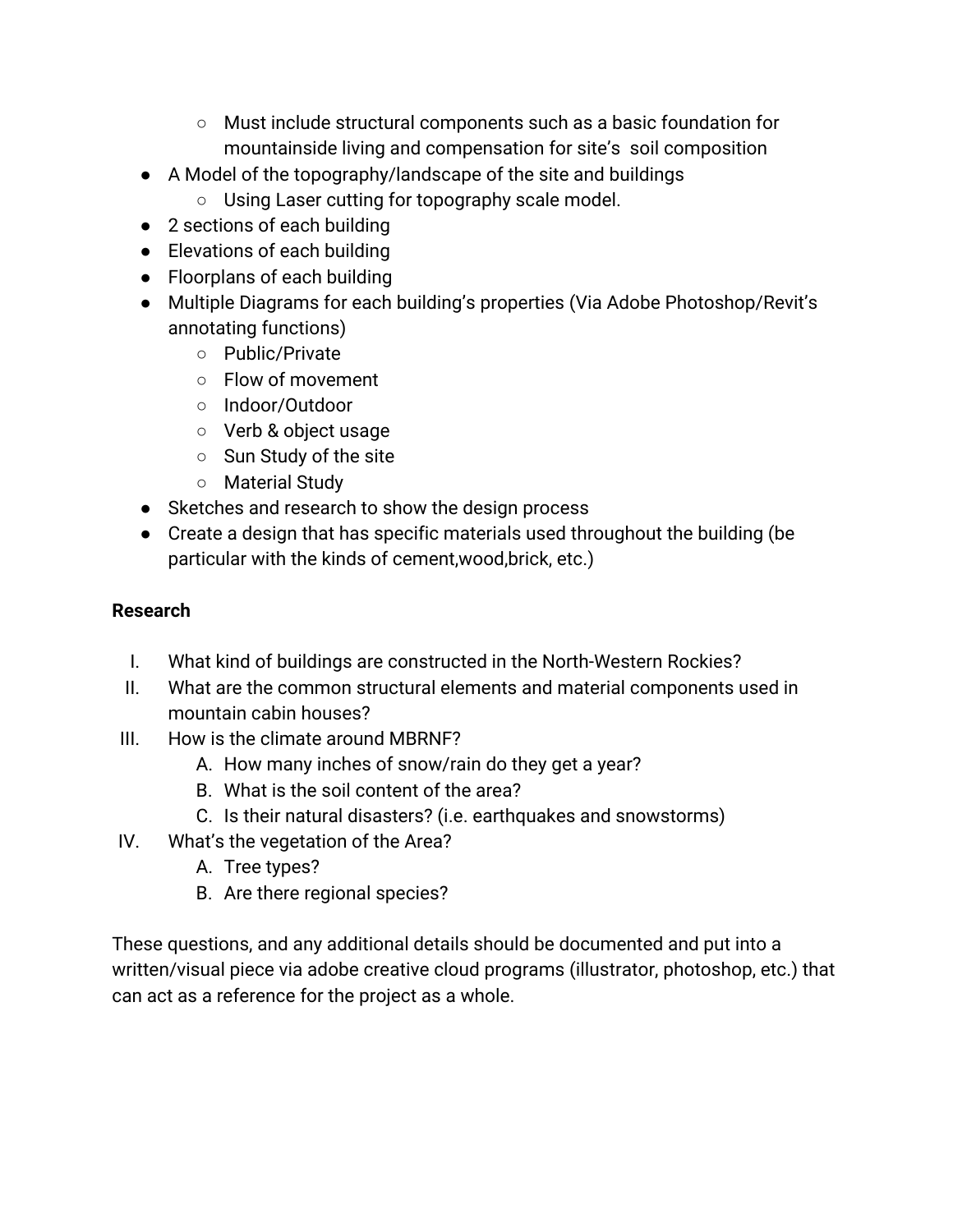- Must include structural components such as a basic foundation for mountainside living and compensation for site's soil composition
- A Model of the topography/landscape of the site and buildings
    - Using Laser cutting for topography scale model.
- 2 sections of each building
- Elevations of each building
- Floorplans of each building
- Multiple Diagrams for each building's properties (Via Adobe Photoshop/Revit's annotating functions)
    - Public/Private
    - Flow of movement
    - Indoor/Outdoor
    - Verb & object usage
    - Sun Study of the site
    - Material Study
- Sketches and research to show the design process
- Create a design that has specific materials used throughout the building (be particular with the kinds of cement,wood,brick, etc.)

**Research**

I. What kind of buildings are constructed in the North-Western Rockies?
II. What are the common structural elements and material components used in mountain cabin houses?
III. How is the climate around MBRNF?
    A. How many inches of snow/rain do they get a year?
    B. What is the soil content of the area?
    C. Is their natural disasters? (i.e. earthquakes and snowstorms)
IV. What's the vegetation of the Area?
    A. Tree types?
    B. Are there regional species?

These questions, and any additional details should be documented and put into a written/visual piece via adobe creative cloud programs (illustrator, photoshop, etc.) that can act as a reference for the project as a whole.